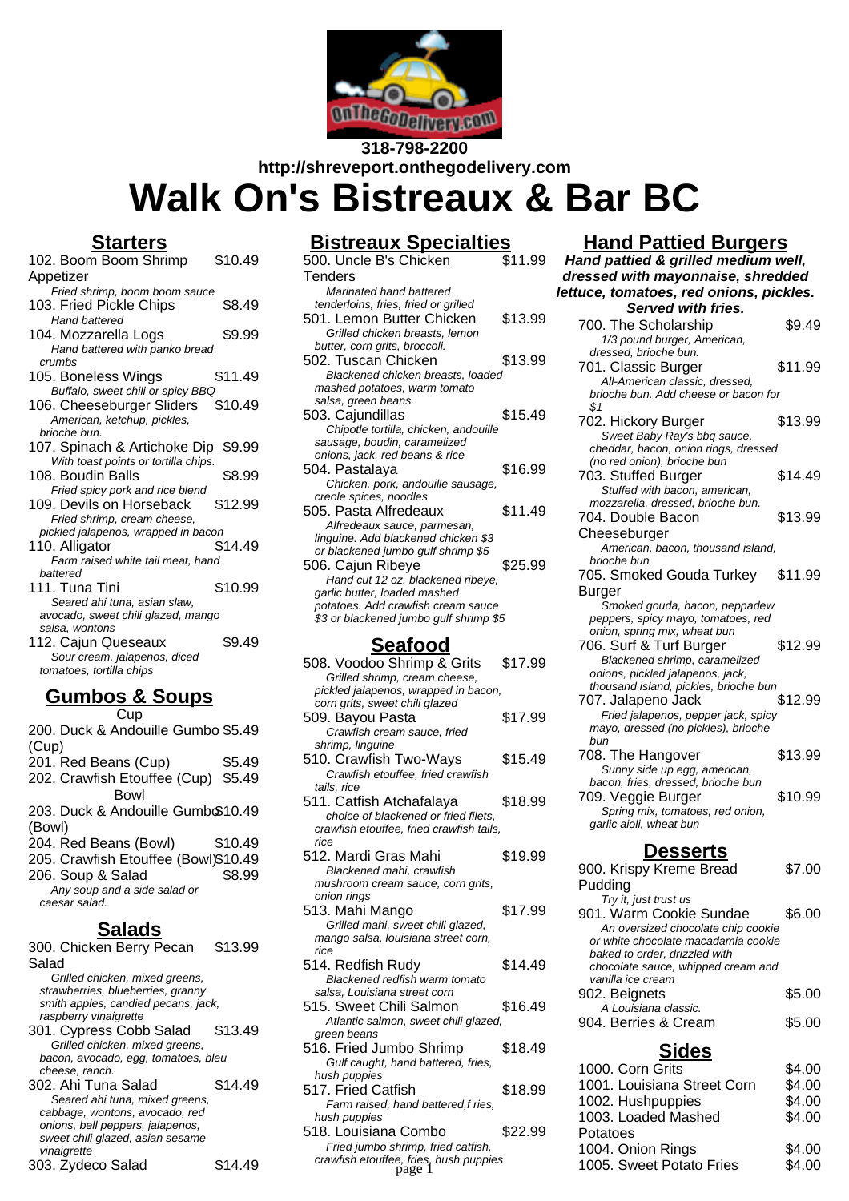318-798-2200
http://shreveport.onthegodelivery.com

# Walk On's Bistreaux & Bar BC

## Starters

102. Boom Boom Shrimp Appetizer — $10.49
*Fried shrimp, boom boom sauce*

103. Fried Pickle Chips — $8.49
*Hand battered*

104. Mozzarella Logs — $9.99
*Hand battered with panko bread crumbs*

105. Boneless Wings — $11.49
*Buffalo, sweet chili or spicy BBQ*

106. Cheeseburger Sliders — $10.49
*American, ketchup, pickles, brioche bun.*

107. Spinach & Artichoke Dip — $9.99
*With toast points or tortilla chips.*

108. Boudin Balls — $8.99
*Fried spicy pork and rice blend*

109. Devils on Horseback — $12.99
*Fried shrimp, cream cheese, pickled jalapenos, wrapped in bacon*

110. Alligator — $14.49
*Farm raised white tail meat, hand battered*

111. Tuna Tini — $10.99
*Seared ahi tuna, asian slaw, avocado, sweet chili glazed, mango salsa, wontons*

112. Cajun Queseaux — $9.49
*Sour cream, jalapenos, diced tomatoes, tortilla chips*

## Gumbos & Soups

**Cup**

200. Duck & Andouille Gumbo (Cup) — $5.49

201. Red Beans (Cup) — $5.49

202. Crawfish Etouffee (Cup) — $5.49

**Bowl**

203. Duck & Andouille Gumbo (Bowl) — $10.49

204. Red Beans (Bowl) — $10.49

205. Crawfish Etouffee (Bowl) — $10.49

206. Soup & Salad — $8.99
*Any soup and a side salad or caesar salad.*

## Salads

300. Chicken Berry Pecan Salad — $13.99
*Grilled chicken, mixed greens, strawberries, blueberries, granny smith apples, candied pecans, jack, raspberry vinaigrette*

301. Cypress Cobb Salad — $13.49
*Grilled chicken, mixed greens, bacon, avocado, egg, tomatoes, bleu cheese, ranch.*

302. Ahi Tuna Salad — $14.49
*Seared ahi tuna, mixed greens, cabbage, wontons, avocado, red onions, bell peppers, jalapenos, sweet chili glazed, asian sesame vinaigrette*

303. Zydeco Salad — $14.49

## Bistreaux Specialties

500. Uncle B's Chicken Tenders — $11.99
*Marinated hand battered tenderloins, fries, fried or grilled*

501. Lemon Butter Chicken — $13.99
*Grilled chicken breasts, lemon butter, corn grits, broccoli.*

502. Tuscan Chicken — $13.99
*Blackened chicken breasts, loaded mashed potatoes, warm tomato salsa, green beans*

503. Cajundillas — $15.49
*Chipotle tortilla, chicken, andouille sausage, boudin, caramelized onions, jack, red beans & rice*

504. Pastalaya — $16.99
*Chicken, pork, andouille sausage, creole spices, noodles*

505. Pasta Alfredeaux — $11.49
*Alfredeaux sauce, parmesan, linguine. Add blackened chicken $3 or blackened jumbo gulf shrimp $5*

506. Cajun Ribeye — $25.99
*Hand cut 12 oz. blackened ribeye, garlic butter, loaded mashed potatoes. Add crawfish cream sauce $3 or blackened jumbo gulf shrimp $5*

## Seafood

508. Voodoo Shrimp & Grits — $17.99
*Grilled shrimp, cream cheese, pickled jalapenos, wrapped in bacon, corn grits, sweet chili glazed*

509. Bayou Pasta — $17.99
*Crawfish cream sauce, fried shrimp, linguine*

510. Crawfish Two-Ways — $15.49
*Crawfish etouffee, fried crawfish tails, rice*

511. Catfish Atchafalaya — $18.99
*choice of blackened or fried filets, crawfish etouffee, fried crawfish tails, rice*

512. Mardi Gras Mahi — $19.99
*Blackened mahi, crawfish mushroom cream sauce, corn grits, onion rings*

513. Mahi Mango — $17.99
*Grilled mahi, sweet chili glazed, mango salsa, louisiana street corn, rice*

514. Redfish Rudy — $14.49
*Blackened redfish warm tomato salsa, Louisiana street corn*

515. Sweet Chili Salmon — $16.49
*Atlantic salmon, sweet chili glazed, green beans*

516. Fried Jumbo Shrimp — $18.49
*Gulf caught, hand battered, fries, hush puppies*

517. Fried Catfish — $18.99
*Farm raised, hand battered,f ries, hush puppies*

518. Louisiana Combo — $22.99
*Fried jumbo shrimp, fried catfish, crawfish etouffee, fries, hush puppies*

## Hand Pattied Burgers

***Hand pattied & grilled medium well, dressed with mayonnaise, shredded lettuce, tomatoes, red onions, pickles. Served with fries.***

700. The Scholarship — $9.49
*1/3 pound burger, American, dressed, brioche bun.*

701. Classic Burger — $11.99
*All-American classic, dressed, brioche bun. Add cheese or bacon for $1*

702. Hickory Burger — $13.99
*Sweet Baby Ray's bbq sauce, cheddar, bacon, onion rings, dressed (no red onion), brioche bun*

703. Stuffed Burger — $14.49
*Stuffed with bacon, american, mozzarella, dressed, brioche bun.*

704. Double Bacon Cheeseburger — $13.99
*American, bacon, thousand island, brioche bun*

705. Smoked Gouda Turkey Burger — $11.99
*Smoked gouda, bacon, peppadew peppers, spicy mayo, tomatoes, red onion, spring mix, wheat bun*

706. Surf & Turf Burger — $12.99
*Blackened shrimp, caramelized onions, pickled jalapenos, jack, thousand island, pickles, brioche bun*

707. Jalapeno Jack — $12.99
*Fried jalapenos, pepper jack, spicy mayo, dressed (no pickles), brioche bun*

708. The Hangover — $13.99
*Sunny side up egg, american, bacon, fries, dressed, brioche bun*

709. Veggie Burger — $10.99
*Spring mix, tomatoes, red onion, garlic aioli, wheat bun*

## Desserts

900. Krispy Kreme Bread Pudding — $7.00
*Try it, just trust us*

901. Warm Cookie Sundae — $6.00
*An oversized chocolate chip cookie or white chocolate macadamia cookie baked to order, drizzled with chocolate sauce, whipped cream and vanilla ice cream*

902. Beignets — $5.00
*A Louisiana classic.*

904. Berries & Cream — $5.00

## Sides

1000. Corn Grits — $4.00

1001. Louisiana Street Corn — $4.00

1002. Hushpuppies — $4.00

1003. Loaded Mashed Potatoes — $4.00

1004. Onion Rings — $4.00

1005. Sweet Potato Fries — $4.00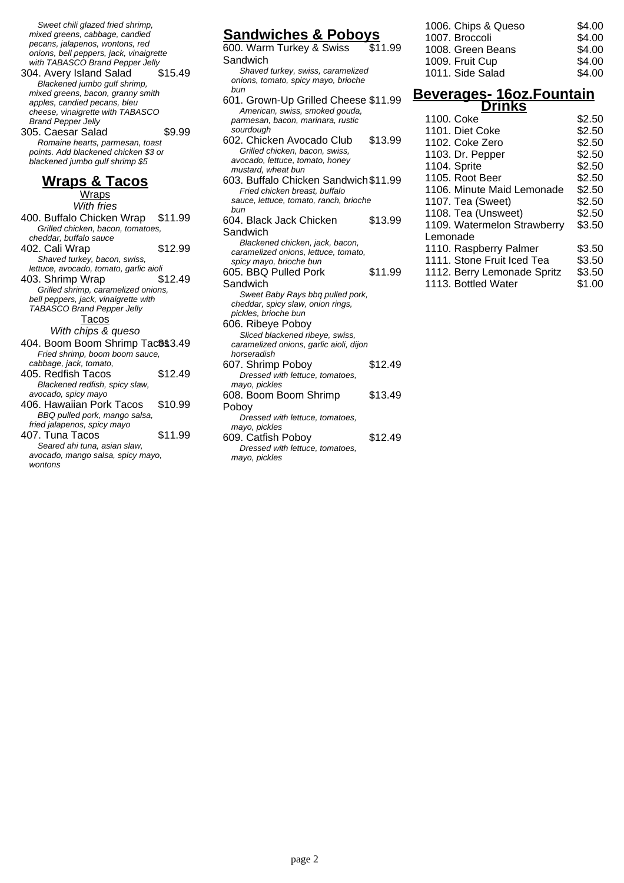*Sweet chili glazed fried shrimp, mixed greens, cabbage, candied pecans, jalapenos, wontons, red onions, bell peppers, jack, vinaigrette with TABASCO Brand Pepper Jelly*

304. Avery Island Salad $15.49
*Blackened jumbo gulf shrimp, mixed greens, bacon, granny smith apples, candied pecans, bleu cheese, vinaigrette with TABASCO Brand Pepper Jelly*

305. Caesar Salad $9.99
*Romaine hearts, parmesan, toast points. Add blackened chicken $3 or blackened jumbo gulf shrimp $5*

## Wraps & Tacos

### Wraps

*With fries*

400. Buffalo Chicken Wrap $11.99
*Grilled chicken, bacon, tomatoes, cheddar, buffalo sauce*

402. Cali Wrap $12.99
*Shaved turkey, bacon, swiss, lettuce, avocado, tomato, garlic aioli*

403. Shrimp Wrap $12.49
*Grilled shrimp, caramelized onions, bell peppers, jack, vinaigrette with TABASCO Brand Pepper Jelly*

### Tacos

*With chips & queso*

404. Boom Boom Shrimp Tacos $13.49
*Fried shrimp, boom boom sauce, cabbage, jack, tomato,*

405. Redfish Tacos $12.49
*Blackened redfish, spicy slaw, avocado, spicy mayo*

406. Hawaiian Pork Tacos $10.99
*BBQ pulled pork, mango salsa, fried jalapenos, spicy mayo*

407. Tuna Tacos $11.99
*Seared ahi tuna, asian slaw, avocado, mango salsa, spicy mayo, wontons*

## Sandwiches & Poboys

600. Warm Turkey & Swiss Sandwich $11.99
*Shaved turkey, swiss, caramelized onions, tomato, spicy mayo, brioche bun*

601. Grown-Up Grilled Cheese $11.99
*American, swiss, smoked gouda, parmesan, bacon, marinara, rustic sourdough*

602. Chicken Avocado Club $13.99
*Grilled chicken, bacon, swiss, avocado, lettuce, tomato, honey mustard, wheat bun*

603. Buffalo Chicken Sandwich $11.99
*Fried chicken breast, buffalo sauce, lettuce, tomato, ranch, brioche bun*

604. Black Jack Chicken Sandwich $13.99
*Blackened chicken, jack, bacon, caramelized onions, lettuce, tomato, spicy mayo, brioche bun*

605. BBQ Pulled Pork Sandwich $11.99
*Sweet Baby Rays bbq pulled pork, cheddar, spicy slaw, onion rings, pickles, brioche bun*

606. Ribeye Poboy
*Sliced blackened ribeye, swiss, caramelized onions, garlic aioli, dijon horseradish*

607. Shrimp Poboy $12.49
*Dressed with lettuce, tomatoes, mayo, pickles*

608. Boom Boom Shrimp Poboy $13.49
*Dressed with lettuce, tomatoes, mayo, pickles*

609. Catfish Poboy $12.49
*Dressed with lettuce, tomatoes, mayo, pickles*

| | |
|---|---|
| 1006. Chips & Queso | $4.00 |
| 1007. Broccoli | $4.00 |
| 1008. Green Beans | $4.00 |
| 1009. Fruit Cup | $4.00 |
| 1011. Side Salad | $4.00 |

## Beverages- 16oz.Fountain Drinks

| | |
|---|---|
| 1100. Coke | $2.50 |
| 1101. Diet Coke | $2.50 |
| 1102. Coke Zero | $2.50 |
| 1103. Dr. Pepper | $2.50 |
| 1104. Sprite | $2.50 |
| 1105. Root Beer | $2.50 |
| 1106. Minute Maid Lemonade | $2.50 |
| 1107. Tea (Sweet) | $2.50 |
| 1108. Tea (Unsweet) | $2.50 |
| 1109. Watermelon Strawberry Lemonade | $3.50 |
| 1110. Raspberry Palmer | $3.50 |
| 1111. Stone Fruit Iced Tea | $3.50 |
| 1112. Berry Lemonade Spritz | $3.50 |
| 1113. Bottled Water | $1.00 |